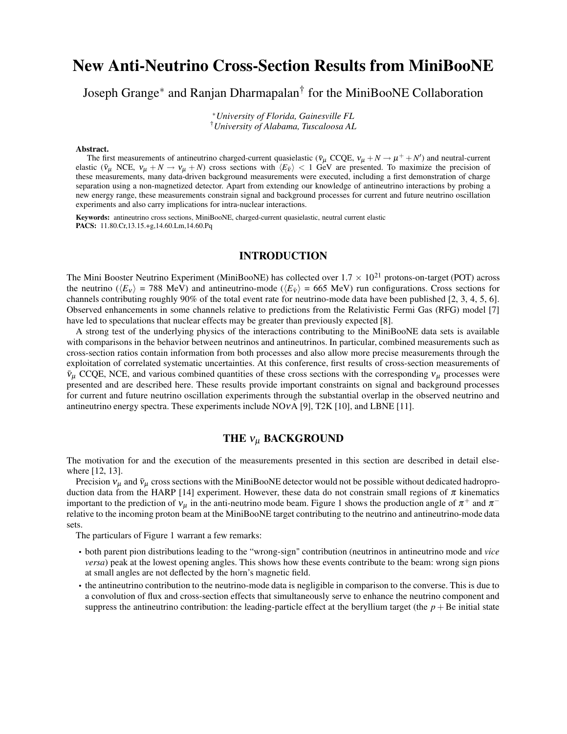# New Anti-Neutrino Cross-Section Results from MiniBooNE

Joseph Grange[∗] and Ranjan Dharmapalan[†] for the MiniBooNE Collaboration

[∗] *University of Florida, Gainesville FL*
[†] *University of Alabama, Tuscaloosa AL*

**Abstract.** The first measurements of antineutrino charged-current quasielastic ($\bar{\nu}_\mu$ CCQE, $\nu_\mu + N \rightarrow \mu^+ + N'$) and neutral-current elastic ($\bar{\nu}_\mu$ NCE, $\nu_\mu + N \rightarrow \nu_\mu + N$) cross sections with $\langle E_{\bar{\nu}} \rangle < 1$ GeV are presented. To maximize the precision of these measurements, many data-driven background measurements were executed, including a first demonstration of charge separation using a non-magnetized detector. Apart from extending our knowledge of antineutrino interactions by probing a new energy range, these measurements constrain signal and background processes for current and future neutrino oscillation experiments and also carry implications for intra-nuclear interactions.

**Keywords:** antineutrino cross sections, MiniBooNE, charged-current quasielastic, neutral current elastic
**PACS:** 11.80.Cr,13.15.+g,14.60.Lm,14.60.Pq

## INTRODUCTION

The Mini Booster Neutrino Experiment (MiniBooNE) has collected over $1.7 \times 10^{21}$ protons-on-target (POT) across the neutrino ($\langle E_\nu \rangle$ = 788 MeV) and antineutrino-mode ($\langle E_{\bar{\nu}} \rangle$ = 665 MeV) run configurations. Cross sections for channels contributing roughly 90% of the total event rate for neutrino-mode data have been published [2, 3, 4, 5, 6]. Observed enhancements in some channels relative to predictions from the Relativistic Fermi Gas (RFG) model [7] have led to speculations that nuclear effects may be greater than previously expected [8].

A strong test of the underlying physics of the interactions contributing to the MiniBooNE data sets is available with comparisons in the behavior between neutrinos and antineutrinos. In particular, combined measurements such as cross-section ratios contain information from both processes and also allow more precise measurements through the exploitation of correlated systematic uncertainties. At this conference, first results of cross-section measurements of $\bar{\nu}_\mu$ CCQE, NCE, and various combined quantities of these cross sections with the corresponding $\nu_\mu$ processes were presented and are described here. These results provide important constraints on signal and background processes for current and future neutrino oscillation experiments through the substantial overlap in the observed neutrino and antineutrino energy spectra. These experiments include NO$\nu$A [9], T2K [10], and LBNE [11].

## THE $\nu_\mu$ BACKGROUND

The motivation for and the execution of the measurements presented in this section are described in detail elsewhere [12, 13].

Precision $\nu_\mu$ and $\bar{\nu}_\mu$ cross sections with the MiniBooNE detector would not be possible without dedicated hadroproduction data from the HARP [14] experiment. However, these data do not constrain small regions of $\pi$ kinematics important to the prediction of $\nu_\mu$ in the anti-neutrino mode beam. Figure 1 shows the production angle of $\pi^+$ and $\pi^-$ relative to the incoming proton beam at the MiniBooNE target contributing to the neutrino and antineutrino-mode data sets.

The particulars of Figure 1 warrant a few remarks:

- both parent pion distributions leading to the "wrong-sign" contribution (neutrinos in antineutrino mode and *vice versa*) peak at the lowest opening angles. This shows how these events contribute to the beam: wrong sign pions at small angles are not deflected by the horn's magnetic field.
- the antineutrino contribution to the neutrino-mode data is negligible in comparison to the converse. This is due to a convolution of flux and cross-section effects that simultaneously serve to enhance the neutrino component and suppress the antineutrino contribution: the leading-particle effect at the beryllium target (the $p +$ Be initial state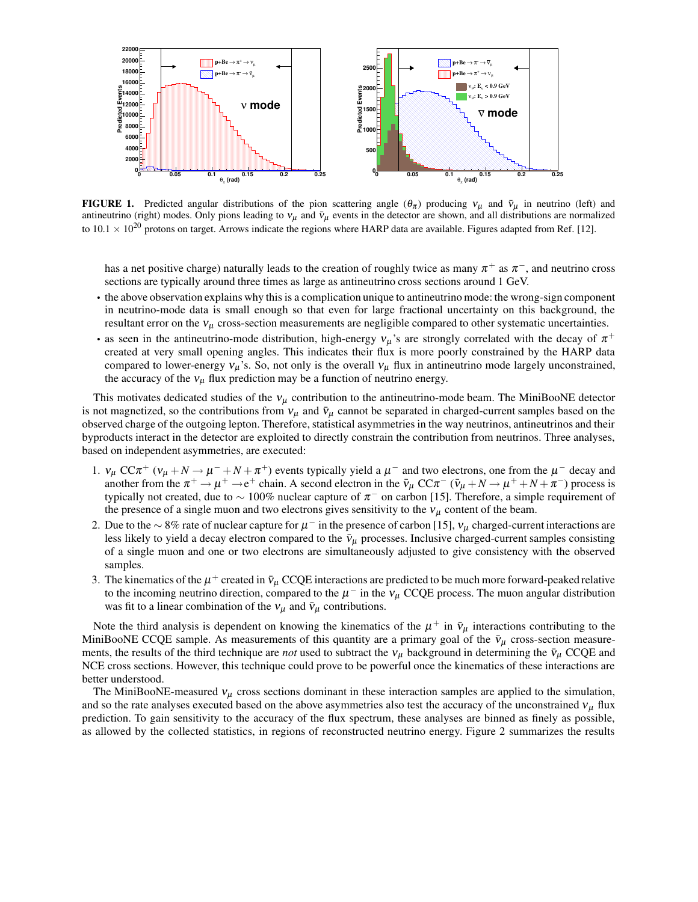**FIGURE 1.** Predicted angular distributions of the pion scattering angle ($\theta_\pi$) producing $\nu_\mu$ and $\bar{\nu}_\mu$ in neutrino (left) and antineutrino (right) modes. Only pions leading to $\nu_\mu$ and $\bar{\nu}_\mu$ events in the detector are shown, and all distributions are normalized to $10.1 \times 10^{20}$ protons on target. Arrows indicate the regions where HARP data are available. Figures adapted from Ref. [12].

has a net positive charge) naturally leads to the creation of roughly twice as many $\pi^+$ as $\pi^-$, and neutrino cross sections are typically around three times as large as antineutrino cross sections around 1 GeV.

- the above observation explains why this is a complication unique to antineutrino mode: the wrong-sign component in neutrino-mode data is small enough so that even for large fractional uncertainty on this background, the resultant error on the $\nu_\mu$ cross-section measurements are negligible compared to other systematic uncertainties.
- as seen in the antineutrino-mode distribution, high-energy $\nu_\mu$'s are strongly correlated with the decay of $\pi^+$ created at very small opening angles. This indicates their flux is more poorly constrained by the HARP data compared to lower-energy $\nu_\mu$'s. So, not only is the overall $\nu_\mu$ flux in antineutrino mode largely unconstrained, the accuracy of the $\nu_\mu$ flux prediction may be a function of neutrino energy.

This motivates dedicated studies of the $\nu_\mu$ contribution to the antineutrino-mode beam. The MiniBooNE detector is not magnetized, so the contributions from $\nu_\mu$ and $\bar{\nu}_\mu$ cannot be separated in charged-current samples based on the observed charge of the outgoing lepton. Therefore, statistical asymmetries in the way neutrinos, antineutrinos and their byproducts interact in the detector are exploited to directly constrain the contribution from neutrinos. Three analyses, based on independent asymmetries, are executed:

1. $\nu_\mu$ CC$\pi^+$ ($\nu_\mu + N \rightarrow \mu^- + N + \pi^+$) events typically yield a $\mu^-$ and two electrons, one from the $\mu^-$ decay and another from the $\pi^+ \rightarrow \mu^+ \rightarrow e^+$ chain. A second electron in the $\bar{\nu}_\mu$ CC$\pi^-$ ($\bar{\nu}_\mu + N \rightarrow \mu^+ + N + \pi^-$) process is typically not created, due to $\sim$ 100% nuclear capture of $\pi^-$ on carbon [15]. Therefore, a simple requirement of the presence of a single muon and two electrons gives sensitivity to the $\nu_\mu$ content of the beam.
2. Due to the $\sim 8\%$ rate of nuclear capture for $\mu^-$ in the presence of carbon [15], $\nu_\mu$ charged-current interactions are less likely to yield a decay electron compared to the $\bar{\nu}_\mu$ processes. Inclusive charged-current samples consisting of a single muon and one or two electrons are simultaneously adjusted to give consistency with the observed samples.
3. The kinematics of the $\mu^+$ created in $\bar{\nu}_\mu$ CCQE interactions are predicted to be much more forward-peaked relative to the incoming neutrino direction, compared to the $\mu^-$ in the $\nu_\mu$ CCQE process. The muon angular distribution was fit to a linear combination of the $\nu_\mu$ and $\bar{\nu}_\mu$ contributions.

Note the third analysis is dependent on knowing the kinematics of the $\mu^+$ in $\bar{\nu}_\mu$ interactions contributing to the MiniBooNE CCQE sample. As measurements of this quantity are a primary goal of the $\bar{\nu}_\mu$ cross-section measurements, the results of the third technique are *not* used to subtract the $\nu_\mu$ background in determining the $\bar{\nu}_\mu$ CCQE and NCE cross sections. However, this technique could prove to be powerful once the kinematics of these interactions are better understood.

The MiniBooNE-measured $\nu_\mu$ cross sections dominant in these interaction samples are applied to the simulation, and so the rate analyses executed based on the above asymmetries also test the accuracy of the unconstrained $\nu_\mu$ flux prediction. To gain sensitivity to the accuracy of the flux spectrum, these analyses are binned as finely as possible, as allowed by the collected statistics, in regions of reconstructed neutrino energy. Figure 2 summarizes the results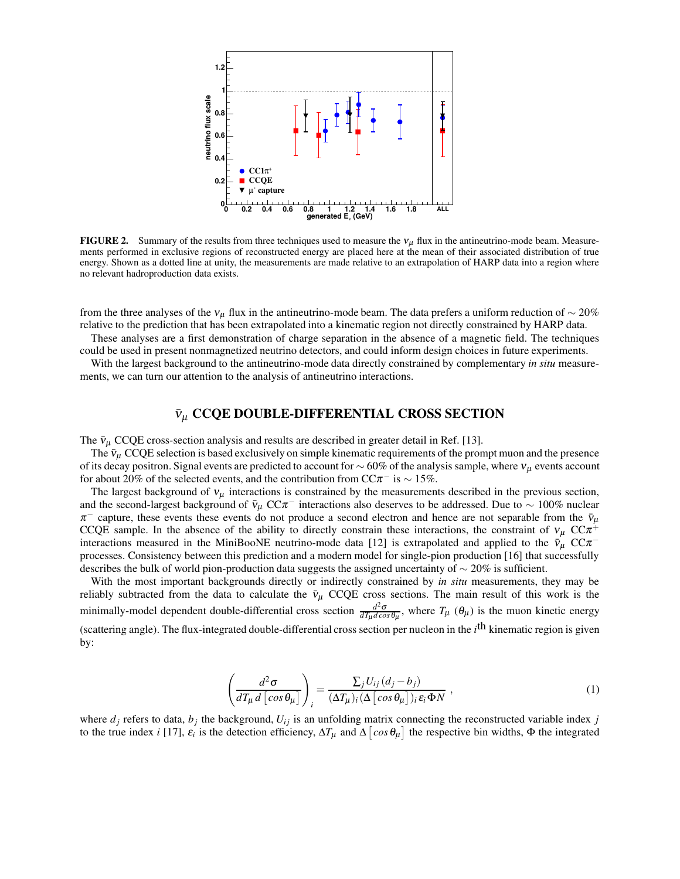**FIGURE 2.** Summary of the results from three techniques used to measure the $\nu_\mu$ flux in the antineutrino-mode beam. Measurements performed in exclusive regions of reconstructed energy are placed here at the mean of their associated distribution of true energy. Shown as a dotted line at unity, the measurements are made relative to an extrapolation of HARP data into a region where no relevant hadroproduction data exists.

from the three analyses of the $\nu_\mu$ flux in the antineutrino-mode beam. The data prefers a uniform reduction of $\sim 20\%$ relative to the prediction that has been extrapolated into a kinematic region not directly constrained by HARP data.

These analyses are a first demonstration of charge separation in the absence of a magnetic field. The techniques could be used in present nonmagnetized neutrino detectors, and could inform design choices in future experiments.

With the largest background to the antineutrino-mode data directly constrained by complementary *in situ* measurements, we can turn our attention to the analysis of antineutrino interactions.

## $\bar{\nu}_\mu$ CCQE DOUBLE-DIFFERENTIAL CROSS SECTION

The $\bar{\nu}_\mu$ CCQE cross-section analysis and results are described in greater detail in Ref. [13].

The $\bar{\nu}_\mu$ CCQE selection is based exclusively on simple kinematic requirements of the prompt muon and the presence of its decay positron. Signal events are predicted to account for $\sim 60\%$ of the analysis sample, where $\nu_\mu$ events account for about 20% of the selected events, and the contribution from CC$\pi^-$ is $\sim 15\%$.

The largest background of $\nu_\mu$ interactions is constrained by the measurements described in the previous section, and the second-largest background of $\bar{\nu}_\mu$ CC$\pi^-$ interactions also deserves to be addressed. Due to $\sim 100\%$ nuclear $\pi^-$ capture, these events these events do not produce a second electron and hence are not separable from the $\bar{\nu}_\mu$ CCQE sample. In the absence of the ability to directly constrain these interactions, the constraint of $\nu_\mu$ CC$\pi^+$ interactions measured in the MiniBooNE neutrino-mode data [12] is extrapolated and applied to the $\bar{\nu}_\mu$ CC$\pi^-$ processes. Consistency between this prediction and a modern model for single-pion production [16] that successfully describes the bulk of world pion-production data suggests the assigned uncertainty of $\sim 20\%$ is sufficient.

With the most important backgrounds directly or indirectly constrained by *in situ* measurements, they may be reliably subtracted from the data to calculate the $\bar{\nu}_\mu$ CCQE cross sections. The main result of this work is the minimally-model dependent double-differential cross section $\frac{d^2\sigma}{dT_\mu d\cos\theta_\mu}$, where $T_\mu$ ($\theta_\mu$) is the muon kinetic energy (scattering angle). The flux-integrated double-differential cross section per nucleon in the $i^{\text{th}}$ kinematic region is given by:

$$\left(\frac{d^2\sigma}{dT_\mu \, d\left[\cos\theta_\mu\right]}\right)_i = \frac{\sum_j U_{ij}\,(d_j - b_j)}{(\Delta T_\mu)_i (\Delta\left[\cos\theta_\mu\right])_i \, \varepsilon_i \, \Phi N} \,, \tag{1}$$

where $d_j$ refers to data, $b_j$ the background, $U_{ij}$ is an unfolding matrix connecting the reconstructed variable index $j$ to the true index $i$ [17], $\varepsilon_i$ is the detection efficiency, $\Delta T_\mu$ and $\Delta\left[\cos\theta_\mu\right]$ the respective bin widths, $\Phi$ the integrated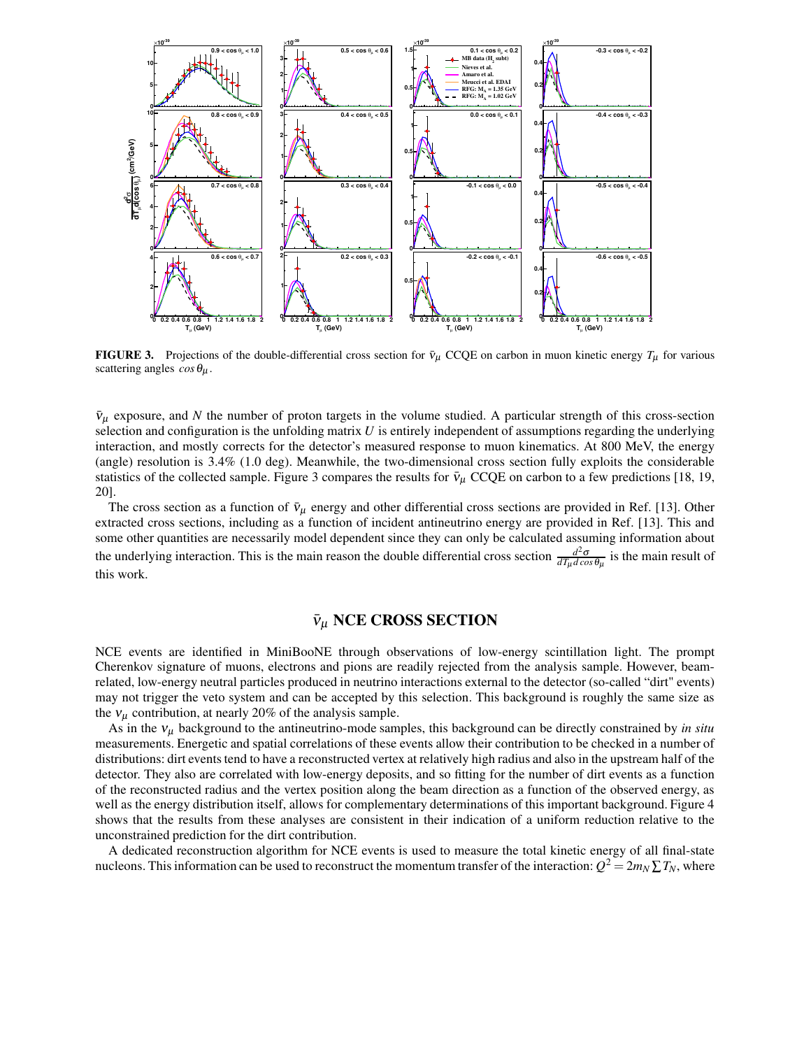**FIGURE 3.** Projections of the double-differential cross section for $\bar{\nu}_\mu$ CCQE on carbon in muon kinetic energy $T_\mu$ for various scattering angles $\cos\theta_\mu$.

$\bar{\nu}_\mu$ exposure, and $N$ the number of proton targets in the volume studied. A particular strength of this cross-section selection and configuration is the unfolding matrix $U$ is entirely independent of assumptions regarding the underlying interaction, and mostly corrects for the detector's measured response to muon kinematics. At 800 MeV, the energy (angle) resolution is 3.4% (1.0 deg). Meanwhile, the two-dimensional cross section fully exploits the considerable statistics of the collected sample. Figure 3 compares the results for $\bar{\nu}_\mu$ CCQE on carbon to a few predictions [18, 19, 20].

The cross section as a function of $\bar{\nu}_\mu$ energy and other differential cross sections are provided in Ref. [13]. Other extracted cross sections, including as a function of incident antineutrino energy are provided in Ref. [13]. This and some other quantities are necessarily model dependent since they can only be calculated assuming information about the underlying interaction. This is the main reason the double differential cross section $\frac{d^2\sigma}{dT_\mu d\cos\theta_\mu}$ is the main result of this work.

## $\bar{\nu}_\mu$ NCE CROSS SECTION

NCE events are identified in MiniBooNE through observations of low-energy scintillation light. The prompt Cherenkov signature of muons, electrons and pions are readily rejected from the analysis sample. However, beam-related, low-energy neutral particles produced in neutrino interactions external to the detector (so-called "dirt" events) may not trigger the veto system and can be accepted by this selection. This background is roughly the same size as the $\nu_\mu$ contribution, at nearly 20% of the analysis sample.

As in the $\nu_\mu$ background to the antineutrino-mode samples, this background can be directly constrained by *in situ* measurements. Energetic and spatial correlations of these events allow their contribution to be checked in a number of distributions: dirt events tend to have a reconstructed vertex at relatively high radius and also in the upstream half of the detector. They also are correlated with low-energy deposits, and so fitting for the number of dirt events as a function of the reconstructed radius and the vertex position along the beam direction as a function of the observed energy, as well as the energy distribution itself, allows for complementary determinations of this important background. Figure 4 shows that the results from these analyses are consistent in their indication of a uniform reduction relative to the unconstrained prediction for the dirt contribution.

A dedicated reconstruction algorithm for NCE events is used to measure the total kinetic energy of all final-state nucleons. This information can be used to reconstruct the momentum transfer of the interaction: $Q^2 = 2m_N \sum T_N$, where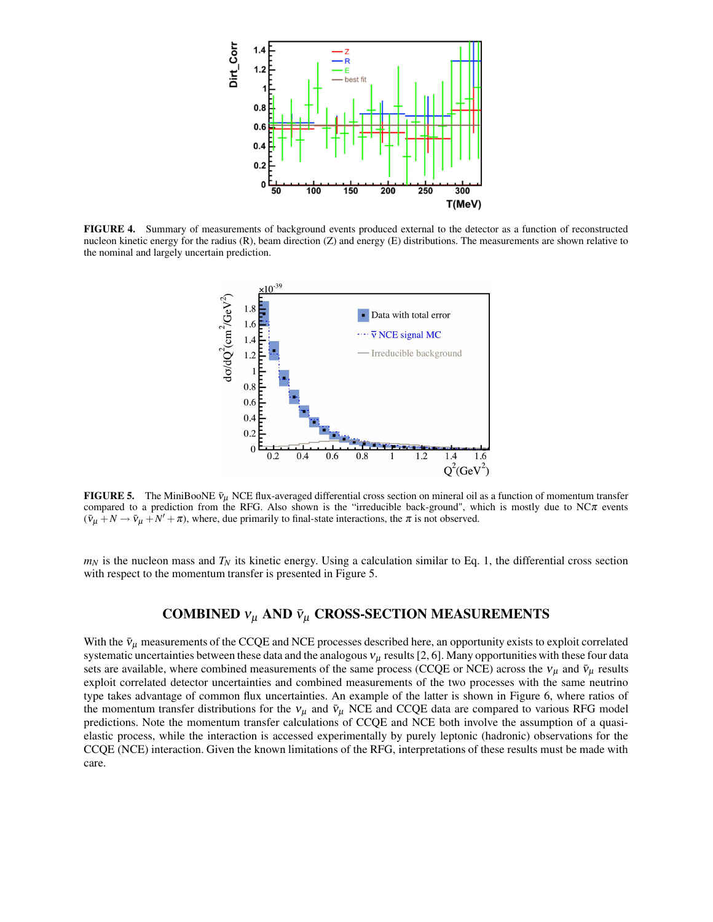**FIGURE 4.** Summary of measurements of background events produced external to the detector as a function of reconstructed nucleon kinetic energy for the radius (R), beam direction (Z) and energy (E) distributions. The measurements are shown relative to the nominal and largely uncertain prediction.

**FIGURE 5.** The MiniBooNE $\bar{\nu}_\mu$ NCE flux-averaged differential cross section on mineral oil as a function of momentum transfer compared to a prediction from the RFG. Also shown is the "irreducible back-ground", which is mostly due to NC$\pi$ events ($\bar{\nu}_\mu + N \rightarrow \bar{\nu}_\mu + N' + \pi$), where, due primarily to final-state interactions, the $\pi$ is not observed.

$m_N$ is the nucleon mass and $T_N$ its kinetic energy. Using a calculation similar to Eq. 1, the differential cross section with respect to the momentum transfer is presented in Figure 5.

## COMBINED $\nu_\mu$ AND $\bar{\nu}_\mu$ CROSS-SECTION MEASUREMENTS

With the $\bar{\nu}_\mu$ measurements of the CCQE and NCE processes described here, an opportunity exists to exploit correlated systematic uncertainties between these data and the analogous $\nu_\mu$ results [2, 6]. Many opportunities with these four data sets are available, where combined measurements of the same process (CCQE or NCE) across the $\nu_\mu$ and $\bar{\nu}_\mu$ results exploit correlated detector uncertainties and combined measurements of the two processes with the same neutrino type takes advantage of common flux uncertainties. An example of the latter is shown in Figure 6, where ratios of the momentum transfer distributions for the $\nu_\mu$ and $\bar{\nu}_\mu$ NCE and CCQE data are compared to various RFG model predictions. Note the momentum transfer calculations of CCQE and NCE both involve the assumption of a quasi-elastic process, while the interaction is accessed experimentally by purely leptonic (hadronic) observations for the CCQE (NCE) interaction. Given the known limitations of the RFG, interpretations of these results must be made with care.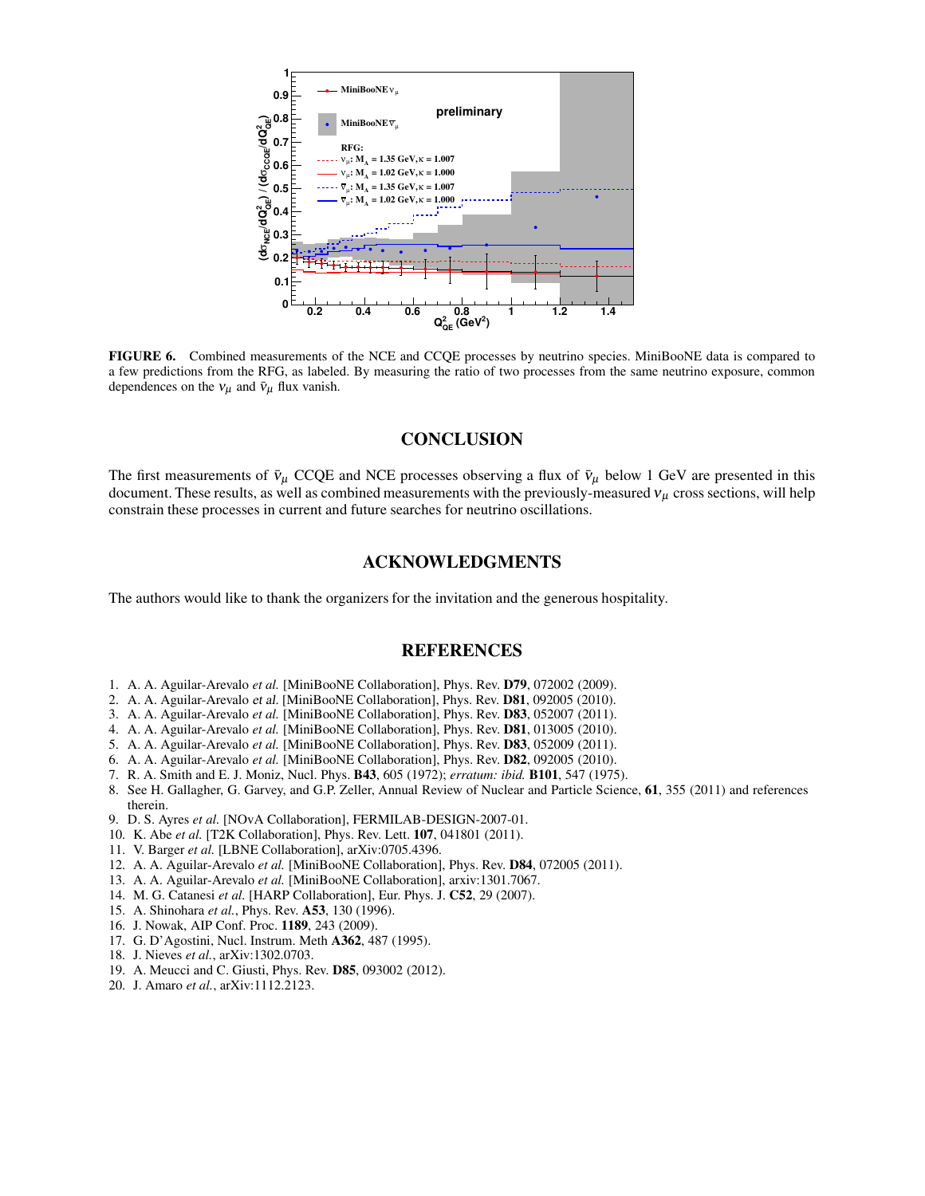MiniBooNE $\nu_\mu$

MiniBooNE $\bar{\nu}_\mu$

preliminary

RFG:

$\nu_\mu$: $M_A$ = 1.35 GeV, $\kappa$ = 1.007

$\nu_\mu$: $M_A$ = 1.02 GeV, $\kappa$ = 1.000

$\bar{\nu}_\mu$: $M_A$ = 1.35 GeV, $\kappa$ = 1.007

$\bar{\nu}_\mu$: $M_A$ = 1.02 GeV, $\kappa$ = 1.000

$(d\sigma_{NCE}/dQ^2_{QE}) / (d\sigma_{CCQE}/dQ^2_{QE})$

$Q^2_{QE}$ (GeV$^2$)

0 0.1 0.2 0.3 0.4 0.5 0.6 0.7 0.8 0.9 1

0.2 0.4 0.6 0.8 1 1.2 1.4

**FIGURE 6.** Combined measurements of the NCE and CCQE processes by neutrino species. MiniBooNE data is compared to a few predictions from the RFG, as labeled. By measuring the ratio of two processes from the same neutrino exposure, common dependences on the $\nu_\mu$ and $\bar{\nu}_\mu$ flux vanish.

## CONCLUSION

The first measurements of $\bar{\nu}_\mu$ CCQE and NCE processes observing a flux of $\bar{\nu}_\mu$ below 1 GeV are presented in this document. These results, as well as combined measurements with the previously-measured $\nu_\mu$ cross sections, will help constrain these processes in current and future searches for neutrino oscillations.

## ACKNOWLEDGMENTS

The authors would like to thank the organizers for the invitation and the generous hospitality.

## REFERENCES

1. A. A. Aguilar-Arevalo *et al.* [MiniBooNE Collaboration], Phys. Rev. **D79**, 072002 (2009).
2. A. A. Aguilar-Arevalo et al. [MiniBooNE Collaboration], Phys. Rev. **D81**, 092005 (2010).
3. A. A. Aguilar-Arevalo *et al.* [MiniBooNE Collaboration], Phys. Rev. **D83**, 052007 (2011).
4. A. A. Aguilar-Arevalo *et al.* [MiniBooNE Collaboration], Phys. Rev. **D81**, 013005 (2010).
5. A. A. Aguilar-Arevalo *et al.* [MiniBooNE Collaboration], Phys. Rev. **D83**, 052009 (2011).
6. A. A. Aguilar-Arevalo *et al.* [MiniBooNE Collaboration], Phys. Rev. **D82**, 092005 (2010).
7. R. A. Smith and E. J. Moniz, Nucl. Phys. **B43**, 605 (1972); *erratum: ibid.* **B101**, 547 (1975).
8. See H. Gallagher, G. Garvey, and G.P. Zeller, Annual Review of Nuclear and Particle Science, **61**, 355 (2011) and references therein.
9. D. S. Ayres *et al.* [NOvA Collaboration], FERMILAB-DESIGN-2007-01.
10. K. Abe *et al.* [T2K Collaboration], Phys. Rev. Lett. **107**, 041801 (2011).
11. V. Barger *et al.* [LBNE Collaboration], arXiv:0705.4396.
12. A. A. Aguilar-Arevalo *et al.* [MiniBooNE Collaboration], Phys. Rev. **D84**, 072005 (2011).
13. A. A. Aguilar-Arevalo *et al.* [MiniBooNE Collaboration], arxiv:1301.7067.
14. M. G. Catanesi *et al.* [HARP Collaboration], Eur. Phys. J. **C52**, 29 (2007).
15. A. Shinohara *et al.*, Phys. Rev. **A53**, 130 (1996).
16. J. Nowak, AIP Conf. Proc. **1189**, 243 (2009).
17. G. D'Agostini, Nucl. Instrum. Meth **A362**, 487 (1995).
18. J. Nieves *et al.*, arXiv:1302.0703.
19. A. Meucci and C. Giusti, Phys. Rev. **D85**, 093002 (2012).
20. J. Amaro *et al.*, arXiv:1112.2123.